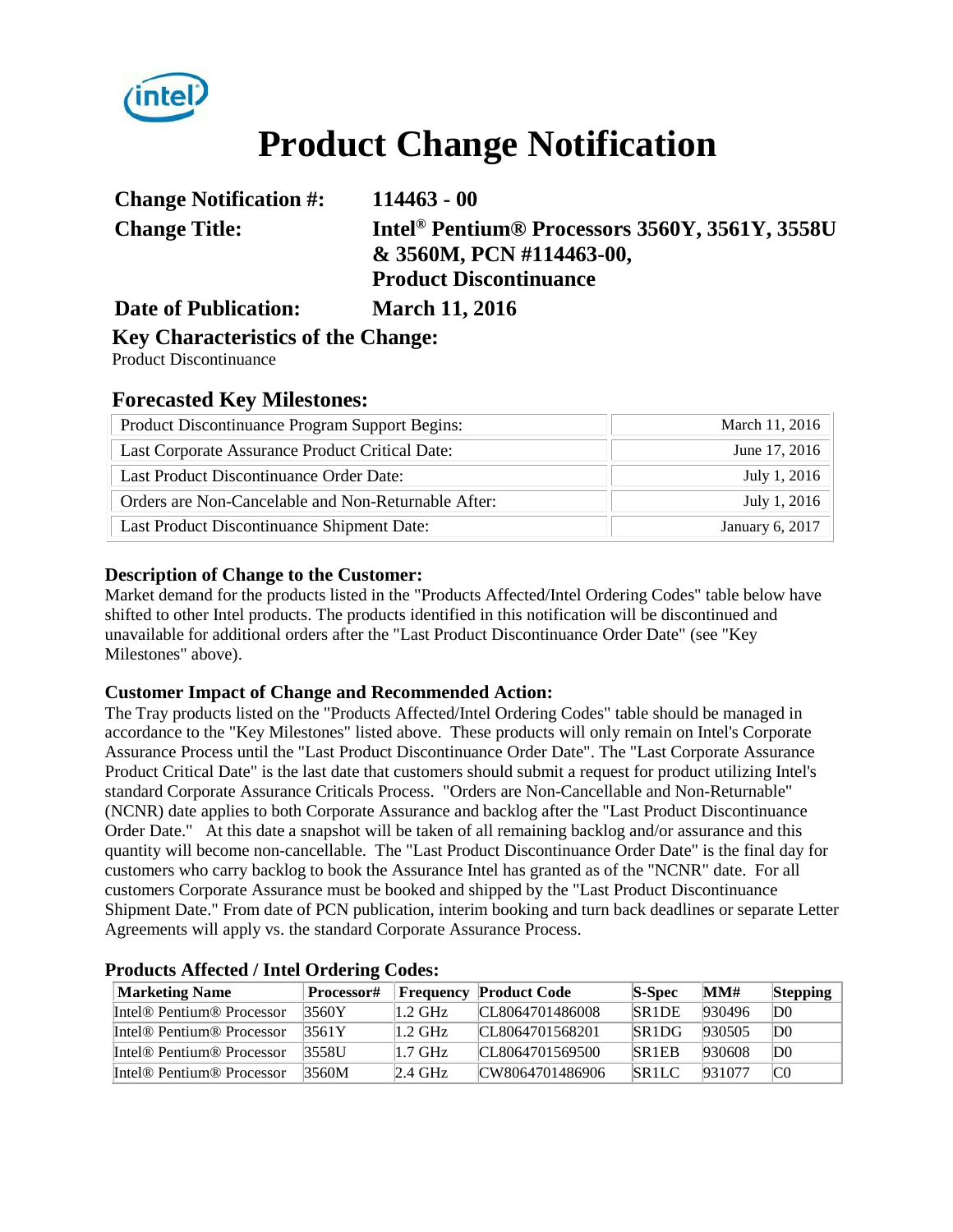intel

# Product Change Notification

| | |
|---|---|
| **Change Notification #:** | **114463 - 00** |
| **Change Title:** | **Intel® Pentium® Processors 3560Y, 3561Y, 3558U & 3560M, PCN #114463-00, Product Discontinuance** |
| **Date of Publication:** | **March 11, 2016** |

## Key Characteristics of the Change:

Product Discontinuance

## Forecasted Key Milestones:

| | |
|---|---|
| Product Discontinuance Program Support Begins: | March 11, 2016 |
| Last Corporate Assurance Product Critical Date: | June 17, 2016 |
| Last Product Discontinuance Order Date: | July 1, 2016 |
| Orders are Non-Cancelable and Non-Returnable After: | July 1, 2016 |
| Last Product Discontinuance Shipment Date: | January 6, 2017 |

### Description of Change to the Customer:

Market demand for the products listed in the "Products Affected/Intel Ordering Codes" table below have shifted to other Intel products. The products identified in this notification will be discontinued and unavailable for additional orders after the "Last Product Discontinuance Order Date" (see "Key Milestones" above).

### Customer Impact of Change and Recommended Action:

The Tray products listed on the "Products Affected/Intel Ordering Codes" table should be managed in accordance to the "Key Milestones" listed above. These products will only remain on Intel's Corporate Assurance Process until the "Last Product Discontinuance Order Date". The "Last Corporate Assurance Product Critical Date" is the last date that customers should submit a request for product utilizing Intel's standard Corporate Assurance Criticals Process. "Orders are Non-Cancellable and Non-Returnable" (NCNR) date applies to both Corporate Assurance and backlog after the "Last Product Discontinuance Order Date." At this date a snapshot will be taken of all remaining backlog and/or assurance and this quantity will become non-cancellable. The "Last Product Discontinuance Order Date" is the final day for customers who carry backlog to book the Assurance Intel has granted as of the "NCNR" date. For all customers Corporate Assurance must be booked and shipped by the "Last Product Discontinuance Shipment Date." From date of PCN publication, interim booking and turn back deadlines or separate Letter Agreements will apply vs. the standard Corporate Assurance Process.

### Products Affected / Intel Ordering Codes:

| Marketing Name | Processor# | Frequency | Product Code | S-Spec | MM# | Stepping |
|---|---|---|---|---|---|---|
| Intel® Pentium® Processor | 3560Y | 1.2 GHz | CL8064701486008 | SR1DE | 930496 | D0 |
| Intel® Pentium® Processor | 3561Y | 1.2 GHz | CL8064701568201 | SR1DG | 930505 | D0 |
| Intel® Pentium® Processor | 3558U | 1.7 GHz | CL8064701569500 | SR1EB | 930608 | D0 |
| Intel® Pentium® Processor | 3560M | 2.4 GHz | CW8064701486906 | SR1LC | 931077 | C0 |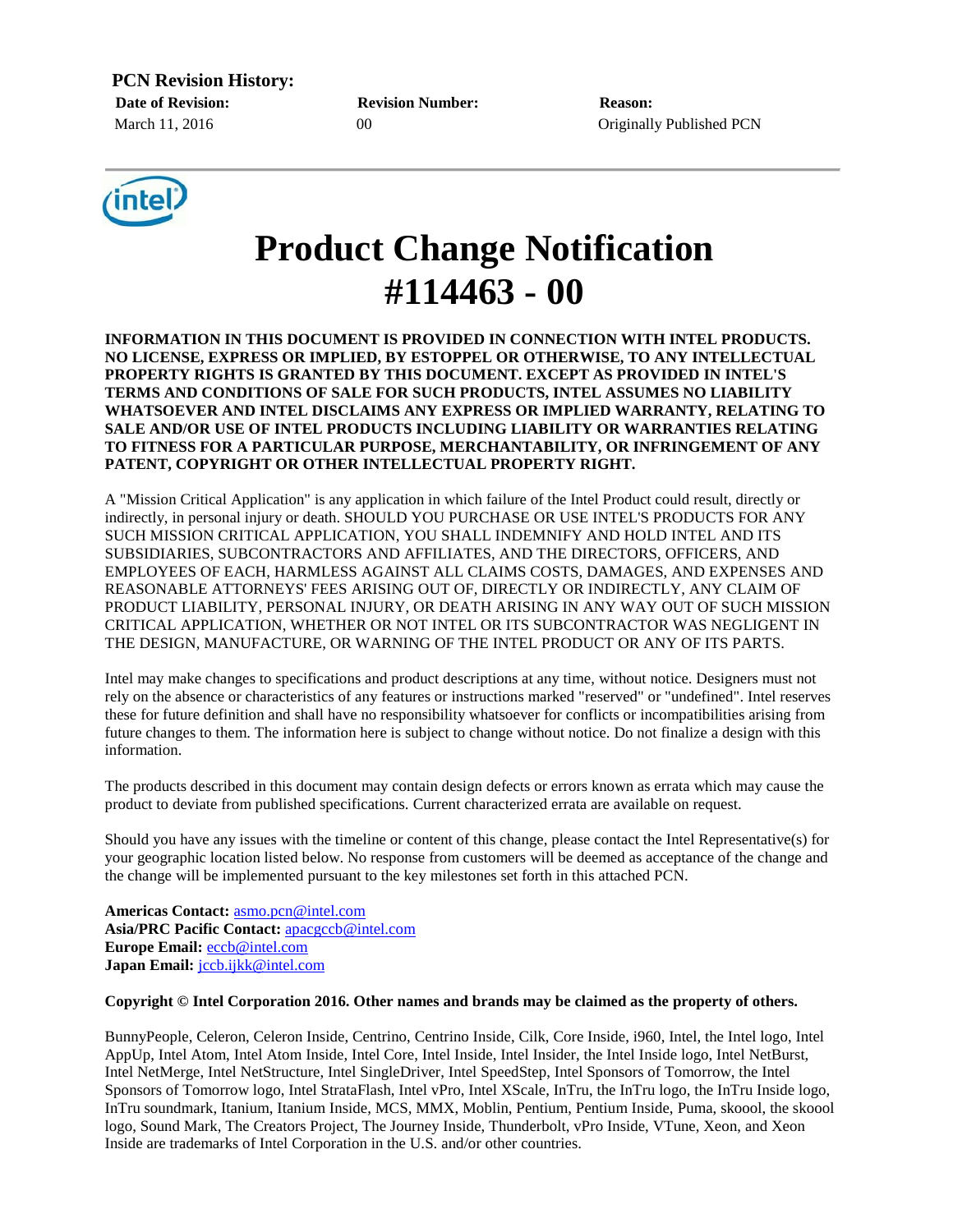## PCN Revision History:

| Date of Revision: | Revision Number: | Reason: |
|---|---|---|
| March 11, 2016 | 00 | Originally Published PCN |

# Product Change Notification #114463 - 00

**INFORMATION IN THIS DOCUMENT IS PROVIDED IN CONNECTION WITH INTEL PRODUCTS. NO LICENSE, EXPRESS OR IMPLIED, BY ESTOPPEL OR OTHERWISE, TO ANY INTELLECTUAL PROPERTY RIGHTS IS GRANTED BY THIS DOCUMENT. EXCEPT AS PROVIDED IN INTEL'S TERMS AND CONDITIONS OF SALE FOR SUCH PRODUCTS, INTEL ASSUMES NO LIABILITY WHATSOEVER AND INTEL DISCLAIMS ANY EXPRESS OR IMPLIED WARRANTY, RELATING TO SALE AND/OR USE OF INTEL PRODUCTS INCLUDING LIABILITY OR WARRANTIES RELATING TO FITNESS FOR A PARTICULAR PURPOSE, MERCHANTABILITY, OR INFRINGEMENT OF ANY PATENT, COPYRIGHT OR OTHER INTELLECTUAL PROPERTY RIGHT.**

A "Mission Critical Application" is any application in which failure of the Intel Product could result, directly or indirectly, in personal injury or death. SHOULD YOU PURCHASE OR USE INTEL'S PRODUCTS FOR ANY SUCH MISSION CRITICAL APPLICATION, YOU SHALL INDEMNIFY AND HOLD INTEL AND ITS SUBSIDIARIES, SUBCONTRACTORS AND AFFILIATES, AND THE DIRECTORS, OFFICERS, AND EMPLOYEES OF EACH, HARMLESS AGAINST ALL CLAIMS COSTS, DAMAGES, AND EXPENSES AND REASONABLE ATTORNEYS' FEES ARISING OUT OF, DIRECTLY OR INDIRECTLY, ANY CLAIM OF PRODUCT LIABILITY, PERSONAL INJURY, OR DEATH ARISING IN ANY WAY OUT OF SUCH MISSION CRITICAL APPLICATION, WHETHER OR NOT INTEL OR ITS SUBCONTRACTOR WAS NEGLIGENT IN THE DESIGN, MANUFACTURE, OR WARNING OF THE INTEL PRODUCT OR ANY OF ITS PARTS.

Intel may make changes to specifications and product descriptions at any time, without notice. Designers must not rely on the absence or characteristics of any features or instructions marked "reserved" or "undefined". Intel reserves these for future definition and shall have no responsibility whatsoever for conflicts or incompatibilities arising from future changes to them. The information here is subject to change without notice. Do not finalize a design with this information.

The products described in this document may contain design defects or errors known as errata which may cause the product to deviate from published specifications. Current characterized errata are available on request.

Should you have any issues with the timeline or content of this change, please contact the Intel Representative(s) for your geographic location listed below. No response from customers will be deemed as acceptance of the change and the change will be implemented pursuant to the key milestones set forth in this attached PCN.

**Americas Contact:** asmo.pcn@intel.com
**Asia/PRC Pacific Contact:** apacgccb@intel.com
**Europe Email:** eccb@intel.com
**Japan Email:** jccb.ijkk@intel.com

**Copyright © Intel Corporation 2016. Other names and brands may be claimed as the property of others.**

BunnyPeople, Celeron, Celeron Inside, Centrino, Centrino Inside, Cilk, Core Inside, i960, Intel, the Intel logo, Intel AppUp, Intel Atom, Intel Atom Inside, Intel Core, Intel Inside, Intel Insider, the Intel Inside logo, Intel NetBurst, Intel NetMerge, Intel NetStructure, Intel SingleDriver, Intel SpeedStep, Intel Sponsors of Tomorrow, the Intel Sponsors of Tomorrow logo, Intel StrataFlash, Intel vPro, Intel XScale, InTru, the InTru logo, the InTru Inside logo, InTru soundmark, Itanium, Itanium Inside, MCS, MMX, Moblin, Pentium, Pentium Inside, Puma, skoool, the skoool logo, Sound Mark, The Creators Project, The Journey Inside, Thunderbolt, vPro Inside, VTune, Xeon, and Xeon Inside are trademarks of Intel Corporation in the U.S. and/or other countries.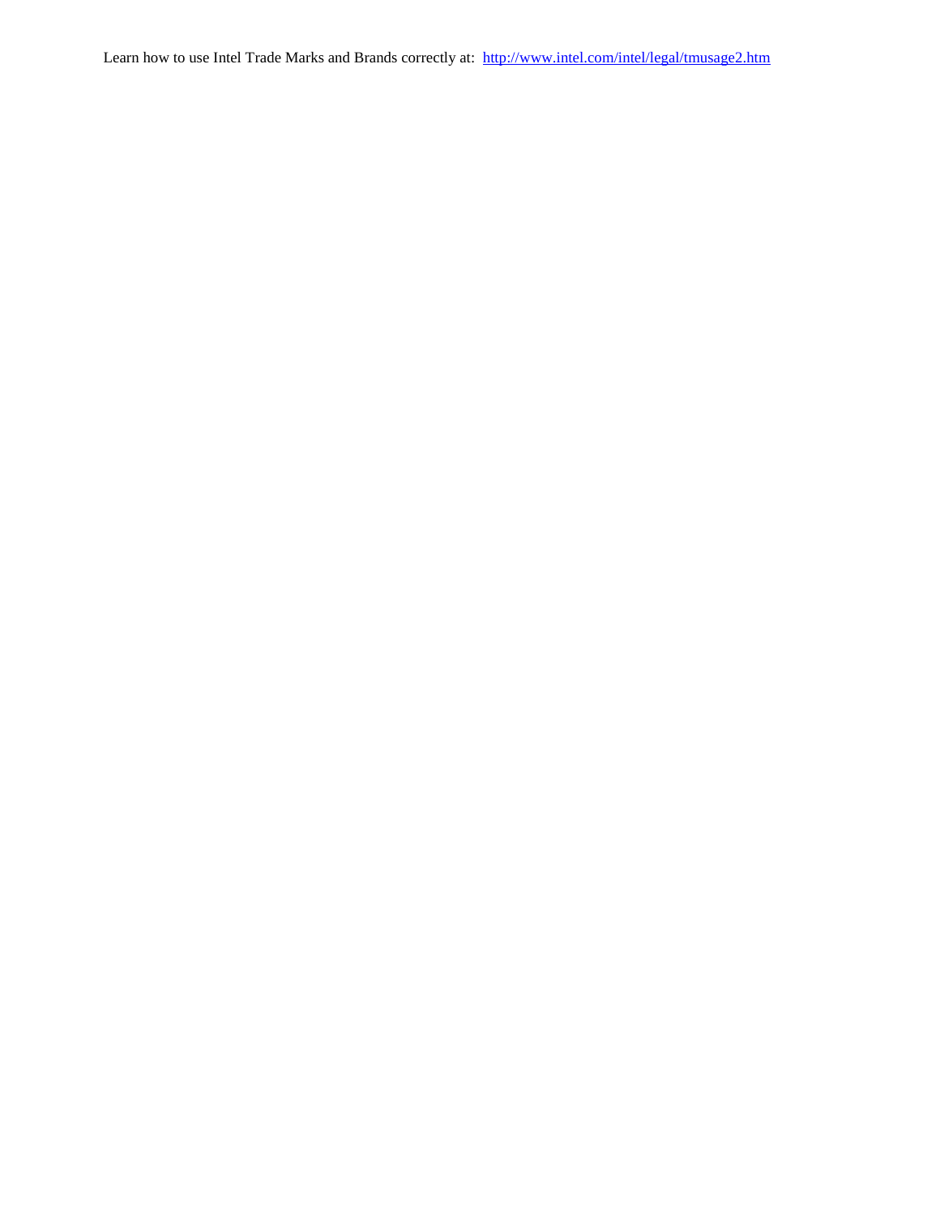Learn how to use Intel Trade Marks and Brands correctly at: [http://www.intel.com/intel/legal/tmusage2.htm](http://www.intel.com/intel/legal/tmusage2.htm)